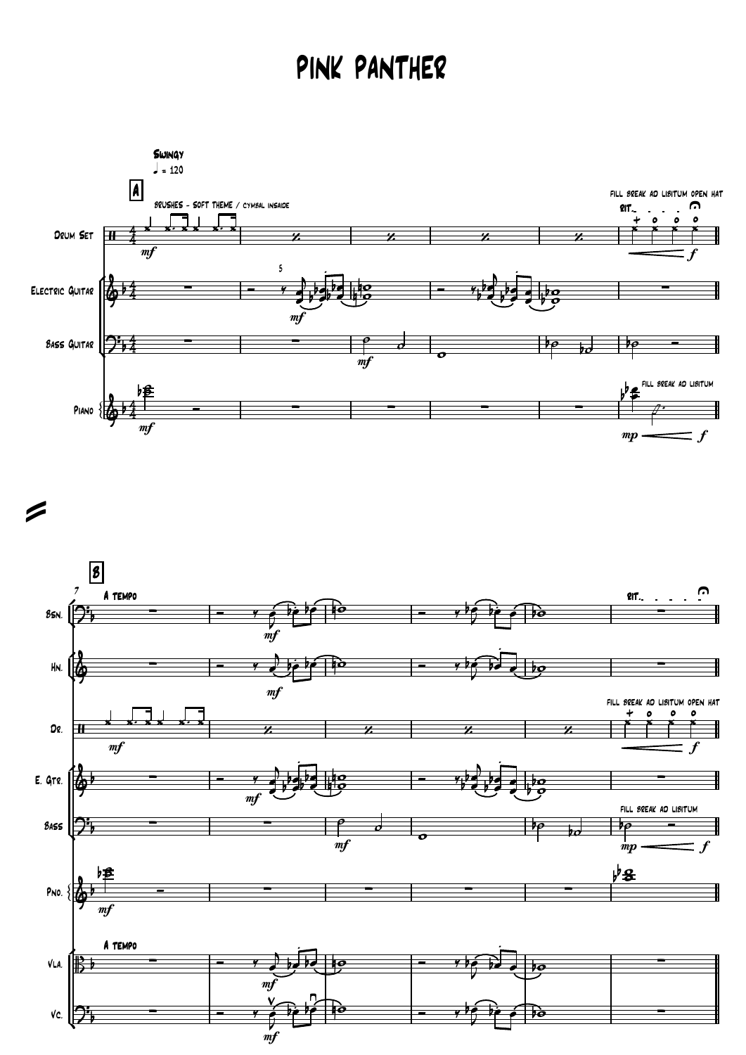# Pink Panther

Swingy

♩ = 120

**A**

Brushes - soft theme / cymbal insaide

Drum Set

Electric Guitar

Bass Guitar

Piano

*mf*

fill break ad libitum open hat

rit.

fill break ad libitum

*mp* *f*

**B**

A tempo

Bsn.

Hn.

Dr.

E. Gtr.

Bass

Pno.

Vla.

Vc.

rit.

fill break ad libitum open hat

fill break ad libitum

*mf*

*mp* *f*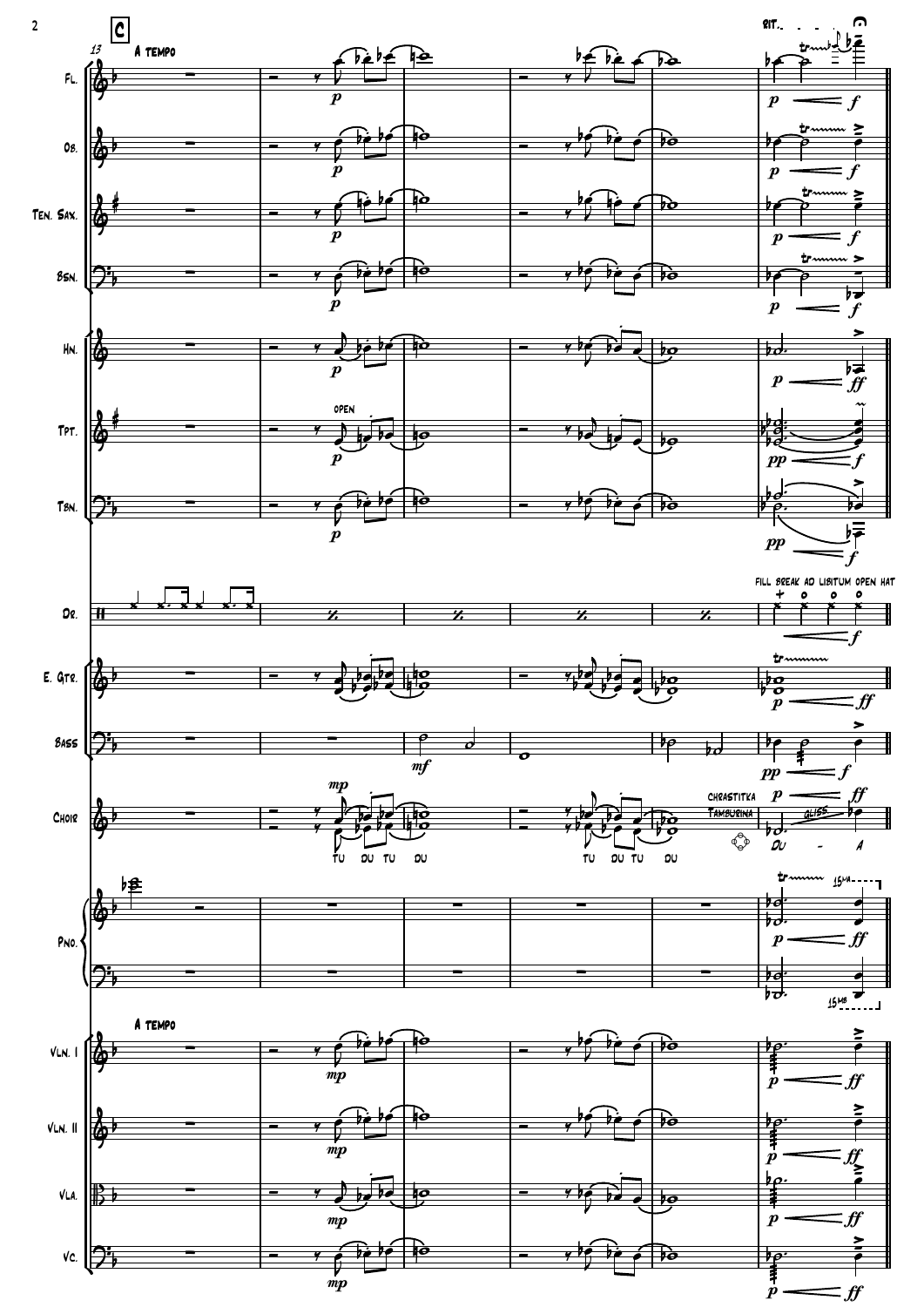**C**

13 A TEMPO

RIT.

Fl.

Ob.

Ten. Sax.

Bsn.

Hn.

Tpt. — OPEN

Tbn.

Dr. — FILL BREAK AD LIBITUM OPEN HAT

E. Gtr.

Bass

Choir — TU DU TU DU TU DU TU DU — CHRASTITKA TAMBURINA — GLISS. — DU - A

Pno. — 15MA — 15MB

A TEMPO

Vln. I

Vln. II

Vla.

Vc.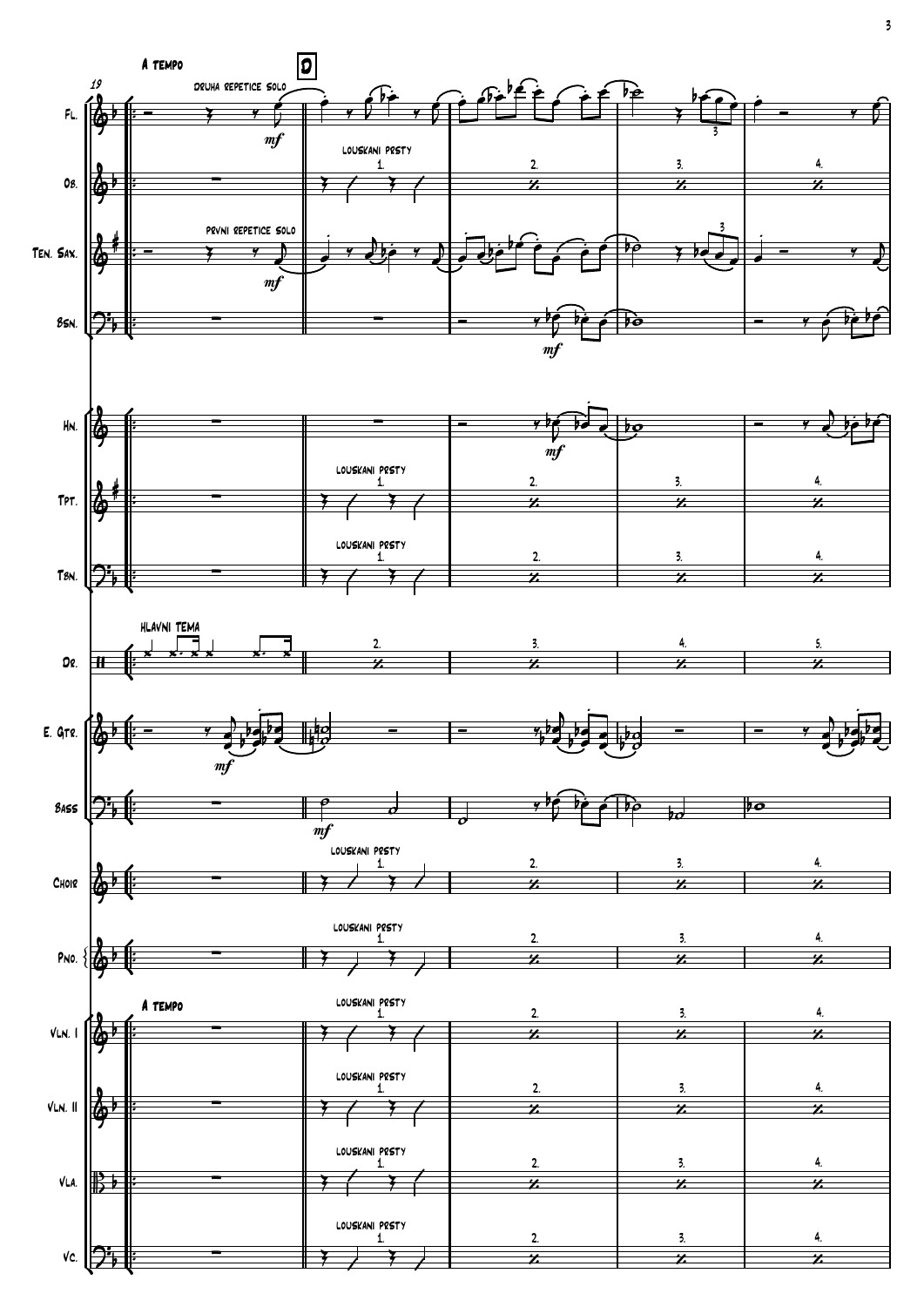A tempo

D

Druha repetice solo

Prvni repetice solo

Hlavni tema

Louskani prsty

Fl.

Ob.

Ten. Sax.

Bsn.

Hn.

Tpt.

Tbn.

Dr.

E. Gtr.

Bass

Choir

Pno.

Vln. I

Vln. II

Vla.

Vc.